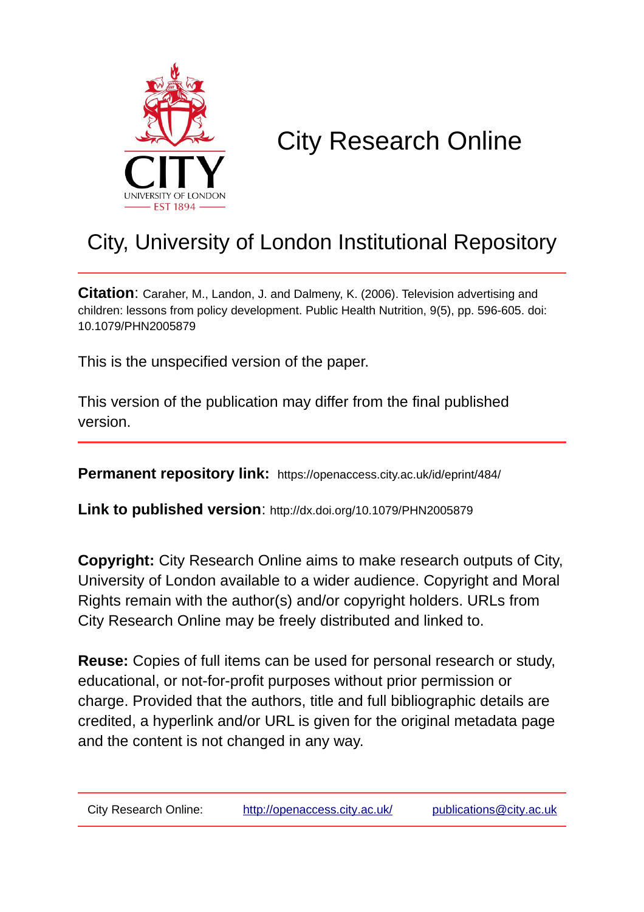CITY
UNIVERSITY OF LONDON
EST 1894

# City Research Online

## City, University of London Institutional Repository

**Citation**: Caraher, M., Landon, J. and Dalmeny, K. (2006). Television advertising and children: lessons from policy development. Public Health Nutrition, 9(5), pp. 596-605. doi: 10.1079/PHN2005879

This is the unspecified version of the paper.

This version of the publication may differ from the final published version.

---

**Permanent repository link:** https://openaccess.city.ac.uk/id/eprint/484/

**Link to published version**: http://dx.doi.org/10.1079/PHN2005879

**Copyright:** City Research Online aims to make research outputs of City, University of London available to a wider audience. Copyright and Moral Rights remain with the author(s) and/or copyright holders. URLs from City Research Online may be freely distributed and linked to.

**Reuse:** Copies of full items can be used for personal research or study, educational, or not-for-profit purposes without prior permission or charge. Provided that the authors, title and full bibliographic details are credited, a hyperlink and/or URL is given for the original metadata page and the content is not changed in any way.

---

City Research Online: http://openaccess.city.ac.uk/ publications@city.ac.uk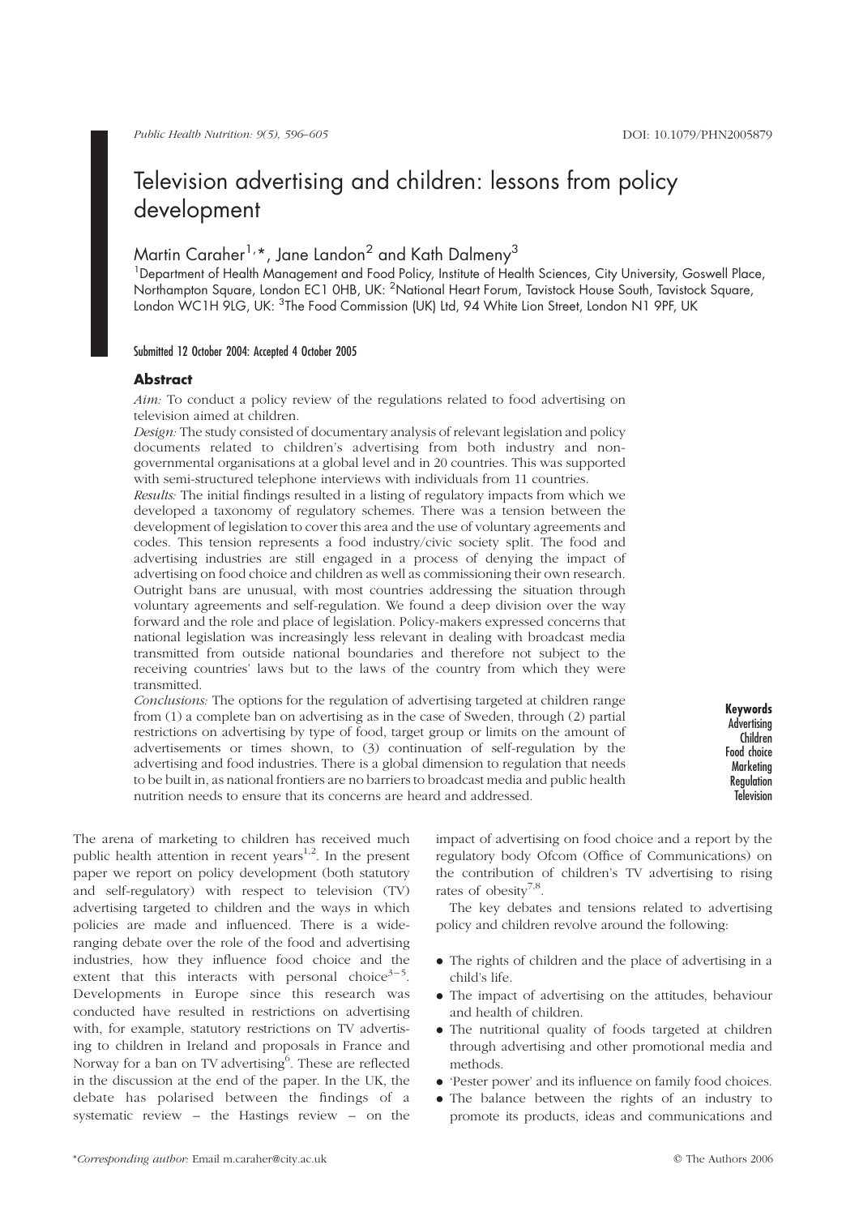# Television advertising and children: lessons from policy development

Martin Caraher[1,*], Jane Landon[2] and Kath Dalmeny[3]

[1]Department of Health Management and Food Policy, Institute of Health Sciences, City University, Goswell Place, Northampton Square, London EC1 0HB, UK: [2]National Heart Forum, Tavistock House South, Tavistock Square, London WC1H 9LG, UK: [3]The Food Commission (UK) Ltd, 94 White Lion Street, London N1 9PF, UK

Submitted 12 October 2004: Accepted 4 October 2005

## Abstract

*Aim:* To conduct a policy review of the regulations related to food advertising on television aimed at children.

*Design:* The study consisted of documentary analysis of relevant legislation and policy documents related to children's advertising from both industry and non-governmental organisations at a global level and in 20 countries. This was supported with semi-structured telephone interviews with individuals from 11 countries.

*Results:* The initial findings resulted in a listing of regulatory impacts from which we developed a taxonomy of regulatory schemes. There was a tension between the development of legislation to cover this area and the use of voluntary agreements and codes. This tension represents a food industry/civic society split. The food and advertising industries are still engaged in a process of denying the impact of advertising on food choice and children as well as commissioning their own research. Outright bans are unusual, with most countries addressing the situation through voluntary agreements and self-regulation. We found a deep division over the way forward and the role and place of legislation. Policy-makers expressed concerns that national legislation was increasingly less relevant in dealing with broadcast media transmitted from outside national boundaries and therefore not subject to the receiving countries' laws but to the laws of the country from which they were transmitted.

*Conclusions:* The options for the regulation of advertising targeted at children range from (1) a complete ban on advertising as in the case of Sweden, through (2) partial restrictions on advertising by type of food, target group or limits on the amount of advertisements or times shown, to (3) continuation of self-regulation by the advertising and food industries. There is a global dimension to regulation that needs to be built in, as national frontiers are no barriers to broadcast media and public health nutrition needs to ensure that its concerns are heard and addressed.

**Keywords**
Advertising
Children
Food choice
Marketing
Regulation
Television

The arena of marketing to children has received much public health attention in recent years[1,2]. In the present paper we report on policy development (both statutory and self-regulatory) with respect to television (TV) advertising targeted to children and the ways in which policies are made and influenced. There is a wide-ranging debate over the role of the food and advertising industries, how they influence food choice and the extent that this interacts with personal choice[3–5]. Developments in Europe since this research was conducted have resulted in restrictions on advertising with, for example, statutory restrictions on TV advertising to children in Ireland and proposals in France and Norway for a ban on TV advertising[6]. These are reflected in the discussion at the end of the paper. In the UK, the debate has polarised between the findings of a systematic review – the Hastings review – on the impact of advertising on food choice and a report by the regulatory body Ofcom (Office of Communications) on the contribution of children's TV advertising to rising rates of obesity[7,8].

The key debates and tensions related to advertising policy and children revolve around the following:

- The rights of children and the place of advertising in a child's life.
- The impact of advertising on the attitudes, behaviour and health of children.
- The nutritional quality of foods targeted at children through advertising and other promotional media and methods.
- 'Pester power' and its influence on family food choices.
- The balance between the rights of an industry to promote its products, ideas and communications and

*Corresponding author: Email m.caraher@city.ac.uk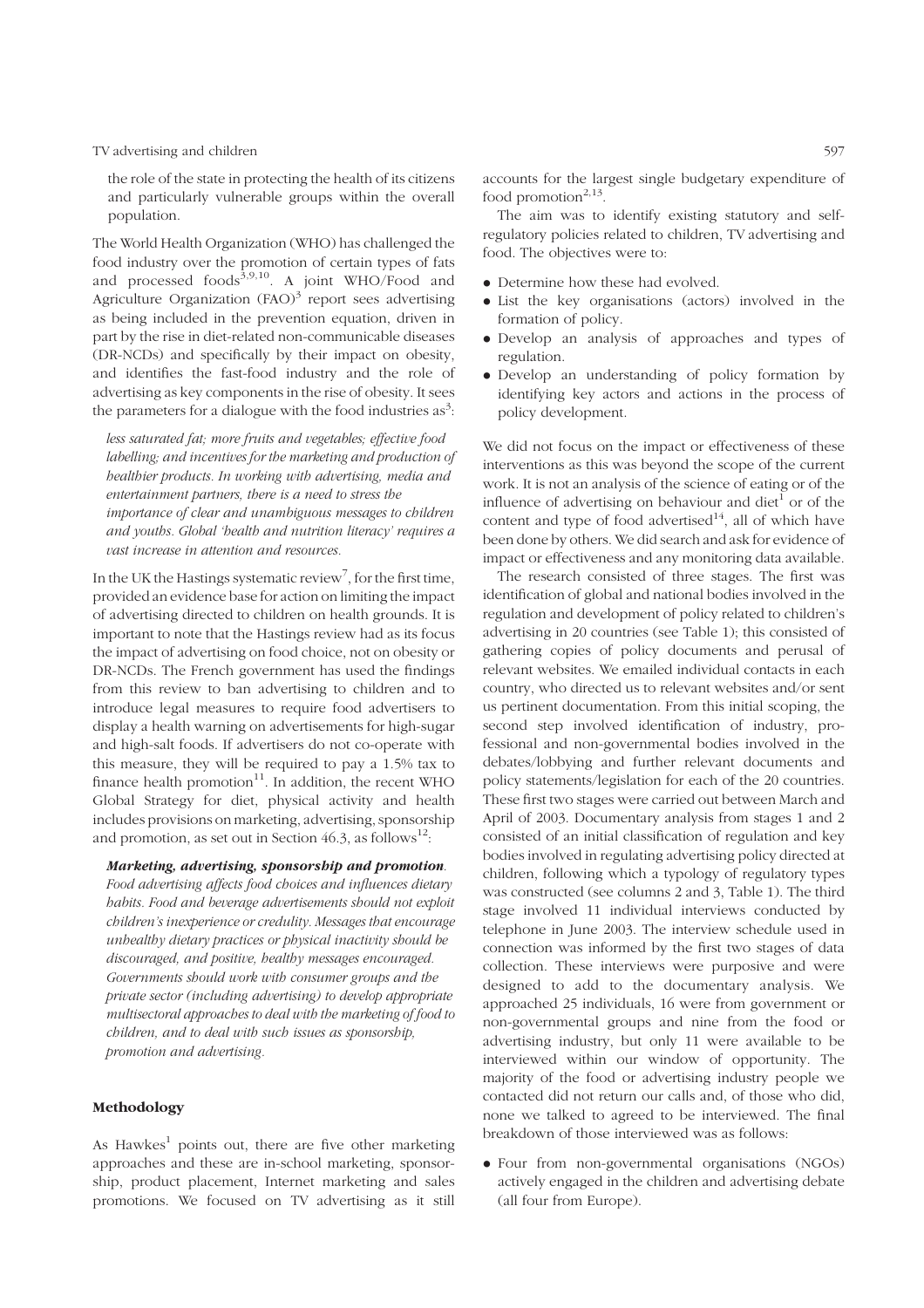the role of the state in protecting the health of its citizens and particularly vulnerable groups within the overall population.

The World Health Organization (WHO) has challenged the food industry over the promotion of certain types of fats and processed foods[3,9,10]. A joint WHO/Food and Agriculture Organization (FAO)[3] report sees advertising as being included in the prevention equation, driven in part by the rise in diet-related non-communicable diseases (DR-NCDs) and specifically by their impact on obesity, and identifies the fast-food industry and the role of advertising as key components in the rise of obesity. It sees the parameters for a dialogue with the food industries as[3]:

> *less saturated fat; more fruits and vegetables; effective food labelling; and incentives for the marketing and production of healthier products. In working with advertising, media and entertainment partners, there is a need to stress the importance of clear and unambiguous messages to children and youths. Global 'health and nutrition literacy' requires a vast increase in attention and resources.*

In the UK the Hastings systematic review[7], for the first time, provided an evidence base for action on limiting the impact of advertising directed to children on health grounds. It is important to note that the Hastings review had as its focus the impact of advertising on food choice, not on obesity or DR-NCDs. The French government has used the findings from this review to ban advertising to children and to introduce legal measures to require food advertisers to display a health warning on advertisements for high-sugar and high-salt foods. If advertisers do not co-operate with this measure, they will be required to pay a 1.5% tax to finance health promotion[11]. In addition, the recent WHO Global Strategy for diet, physical activity and health includes provisions on marketing, advertising, sponsorship and promotion, as set out in Section 46.3, as follows[12]:

> ***Marketing, advertising, sponsorship and promotion.*** *Food advertising affects food choices and influences dietary habits. Food and beverage advertisements should not exploit children's inexperience or credulity. Messages that encourage unhealthy dietary practices or physical inactivity should be discouraged, and positive, healthy messages encouraged. Governments should work with consumer groups and the private sector (including advertising) to develop appropriate multisectoral approaches to deal with the marketing of food to children, and to deal with such issues as sponsorship, promotion and advertising.*

## Methodology

As Hawkes[1] points out, there are five other marketing approaches and these are in-school marketing, sponsorship, product placement, Internet marketing and sales promotions. We focused on TV advertising as it still accounts for the largest single budgetary expenditure of food promotion[2,13].

The aim was to identify existing statutory and self-regulatory policies related to children, TV advertising and food. The objectives were to:

- Determine how these had evolved.
- List the key organisations (actors) involved in the formation of policy.
- Develop an analysis of approaches and types of regulation.
- Develop an understanding of policy formation by identifying key actors and actions in the process of policy development.

We did not focus on the impact or effectiveness of these interventions as this was beyond the scope of the current work. It is not an analysis of the science of eating or of the influence of advertising on behaviour and diet[1] or of the content and type of food advertised[14], all of which have been done by others. We did search and ask for evidence of impact or effectiveness and any monitoring data available.

The research consisted of three stages. The first was identification of global and national bodies involved in the regulation and development of policy related to children's advertising in 20 countries (see Table 1); this consisted of gathering copies of policy documents and perusal of relevant websites. We emailed individual contacts in each country, who directed us to relevant websites and/or sent us pertinent documentation. From this initial scoping, the second step involved identification of industry, professional and non-governmental bodies involved in the debates/lobbying and further relevant documents and policy statements/legislation for each of the 20 countries. These first two stages were carried out between March and April of 2003. Documentary analysis from stages 1 and 2 consisted of an initial classification of regulation and key bodies involved in regulating advertising policy directed at children, following which a typology of regulatory types was constructed (see columns 2 and 3, Table 1). The third stage involved 11 individual interviews conducted by telephone in June 2003. The interview schedule used in connection was informed by the first two stages of data collection. These interviews were purposive and were designed to add to the documentary analysis. We approached 25 individuals, 16 were from government or non-governmental groups and nine from the food or advertising industry, but only 11 were available to be interviewed within our window of opportunity. The majority of the food or advertising industry people we contacted did not return our calls and, of those who did, none we talked to agreed to be interviewed. The final breakdown of those interviewed was as follows:

- Four from non-governmental organisations (NGOs) actively engaged in the children and advertising debate (all four from Europe).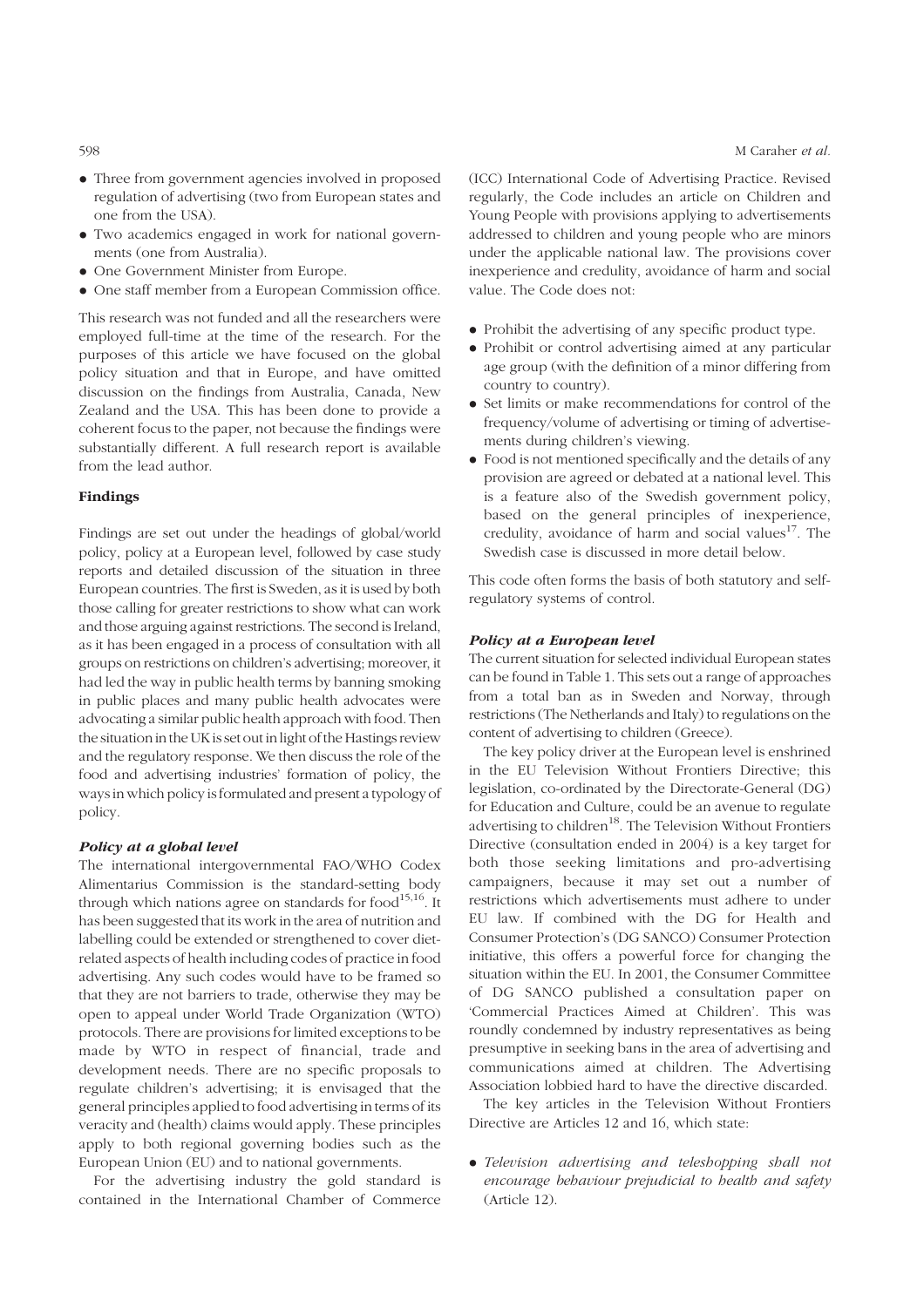- Three from government agencies involved in proposed regulation of advertising (two from European states and one from the USA).
- Two academics engaged in work for national governments (one from Australia).
- One Government Minister from Europe.
- One staff member from a European Commission office.

This research was not funded and all the researchers were employed full-time at the time of the research. For the purposes of this article we have focused on the global policy situation and that in Europe, and have omitted discussion on the findings from Australia, Canada, New Zealand and the USA. This has been done to provide a coherent focus to the paper, not because the findings were substantially different. A full research report is available from the lead author.

### Findings

Findings are set out under the headings of global/world policy, policy at a European level, followed by case study reports and detailed discussion of the situation in three European countries. The first is Sweden, as it is used by both those calling for greater restrictions to show what can work and those arguing against restrictions. The second is Ireland, as it has been engaged in a process of consultation with all groups on restrictions on children's advertising; moreover, it had led the way in public health terms by banning smoking in public places and many public health advocates were advocating a similar public health approach with food. Then the situation in the UK is set out in light of the Hastings review and the regulatory response. We then discuss the role of the food and advertising industries' formation of policy, the ways in which policy is formulated and present a typology of policy.

#### *Policy at a global level*

The international intergovernmental FAO/WHO Codex Alimentarius Commission is the standard-setting body through which nations agree on standards for food[15,16]. It has been suggested that its work in the area of nutrition and labelling could be extended or strengthened to cover diet-related aspects of health including codes of practice in food advertising. Any such codes would have to be framed so that they are not barriers to trade, otherwise they may be open to appeal under World Trade Organization (WTO) protocols. There are provisions for limited exceptions to be made by WTO in respect of financial, trade and development needs. There are no specific proposals to regulate children's advertising; it is envisaged that the general principles applied to food advertising in terms of its veracity and (health) claims would apply. These principles apply to both regional governing bodies such as the European Union (EU) and to national governments.

For the advertising industry the gold standard is contained in the International Chamber of Commerce (ICC) International Code of Advertising Practice. Revised regularly, the Code includes an article on Children and Young People with provisions applying to advertisements addressed to children and young people who are minors under the applicable national law. The provisions cover inexperience and credulity, avoidance of harm and social value. The Code does not:

- Prohibit the advertising of any specific product type.
- Prohibit or control advertising aimed at any particular age group (with the definition of a minor differing from country to country).
- Set limits or make recommendations for control of the frequency/volume of advertising or timing of advertisements during children's viewing.
- Food is not mentioned specifically and the details of any provision are agreed or debated at a national level. This is a feature also of the Swedish government policy, based on the general principles of inexperience, credulity, avoidance of harm and social values[17]. The Swedish case is discussed in more detail below.

This code often forms the basis of both statutory and self-regulatory systems of control.

#### *Policy at a European level*

The current situation for selected individual European states can be found in Table 1. This sets out a range of approaches from a total ban as in Sweden and Norway, through restrictions (The Netherlands and Italy) to regulations on the content of advertising to children (Greece).

The key policy driver at the European level is enshrined in the EU Television Without Frontiers Directive; this legislation, co-ordinated by the Directorate-General (DG) for Education and Culture, could be an avenue to regulate advertising to children[18]. The Television Without Frontiers Directive (consultation ended in 2004) is a key target for both those seeking limitations and pro-advertising campaigners, because it may set out a number of restrictions which advertisements must adhere to under EU law. If combined with the DG for Health and Consumer Protection's (DG SANCO) Consumer Protection initiative, this offers a powerful force for changing the situation within the EU. In 2001, the Consumer Committee of DG SANCO published a consultation paper on 'Commercial Practices Aimed at Children'. This was roundly condemned by industry representatives as being presumptive in seeking bans in the area of advertising and communications aimed at children. The Advertising Association lobbied hard to have the directive discarded.

The key articles in the Television Without Frontiers Directive are Articles 12 and 16, which state:

- *Television advertising and teleshopping shall not encourage behaviour prejudicial to health and safety* (Article 12).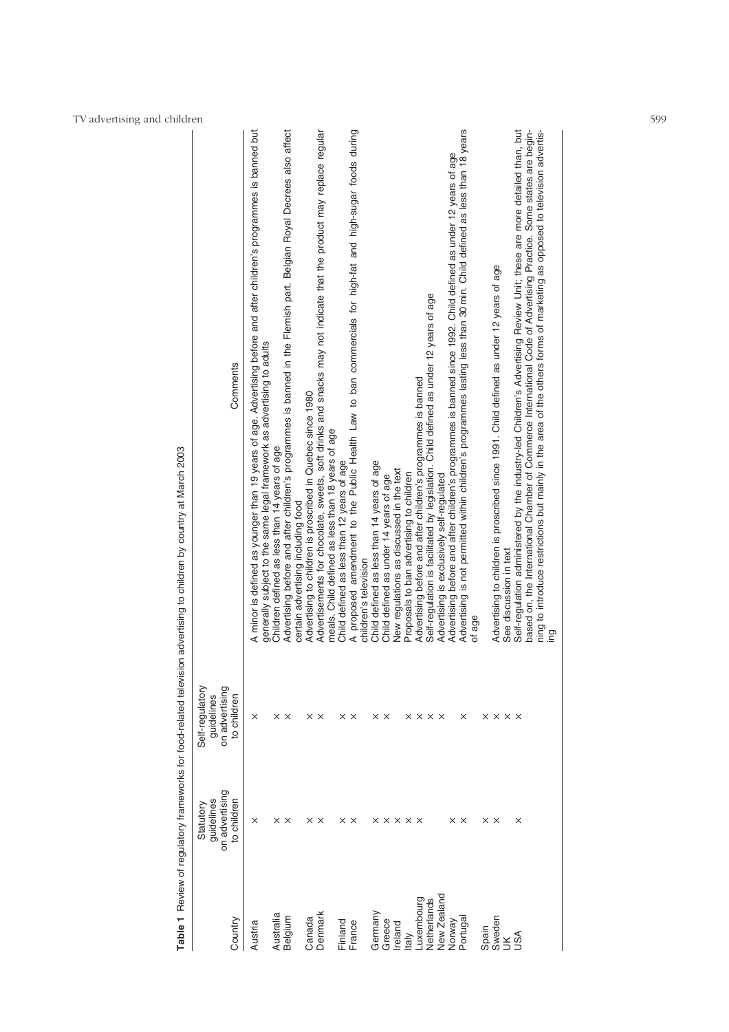**Table 1** Review of regulatory frameworks for food-related television advertising to children by country at March 2003

| Country | Statutory guidelines on advertising to children | Self-regulatory guidelines on advertising to children | Comments |
|---|---|---|---|
| Austria | × | × | A minor is defined as younger than 19 years of age. Advertising before and after children's programmes is banned but generally subject to the same legal framework as advertising to adults |
| Australia | × | × | Children defined as less than 14 years of age |
| Belgium | × | × | Advertising before and after children's programmes is banned in the Flemish part. Belgian Royal Decrees also affect certain advertising including food |
| Canada | × | × | Advertising to children is proscribed in Quebec since 1980 |
| Denmark | × | × | Advertisements for chocolate, sweets, soft drinks and snacks may not indicate that the product may replace regular meals. Child defined as less than 18 years of age |
| Finland | × | × | Child defined as less than 12 years of age |
| France | × | × | A proposed amendment to the Public Health Law to ban commercials for high-fat and high-sugar foods during children's television |
| Germany | × | × | Child defined as less than 14 years of age |
| Greece | × | × | Child defined as under 14 years of age |
| Ireland | × | | New regulations as discussed in the text |
| Italy | × | × | Proposals to ban advertising to children |
| Luxembourg | × | × | Advertising before and after children's programmes is banned |
| Netherlands | | × | Self-regulation is facilitated by legislation. Child defined as under 12 years of age |
| New Zealand | | × | Advertising is exclusively self-regulated |
| Norway | × | | Advertising before and after children's programmes is banned since 1992. Child defined as under 12 years of age |
| Portugal | × | × | Advertising is not permitted within children's programmes lasting less than 30 min. Child defined as less than 18 years of age |
| Spain | × | × | |
| Sweden | × | × | Advertising to children is proscribed since 1991. Child defined as under 12 years of age |
| UK | | × | See discussion in text |
| USA | × | × | Self-regulation administered by the industry-led Children's Advertising Review Unit; these are more detailed than, but based on, the International Chamber of Commerce International Code of Advertising Practice. Some states are beginning to introduce restrictions but mainly in the area of the others forms of marketing as opposed to television advertising |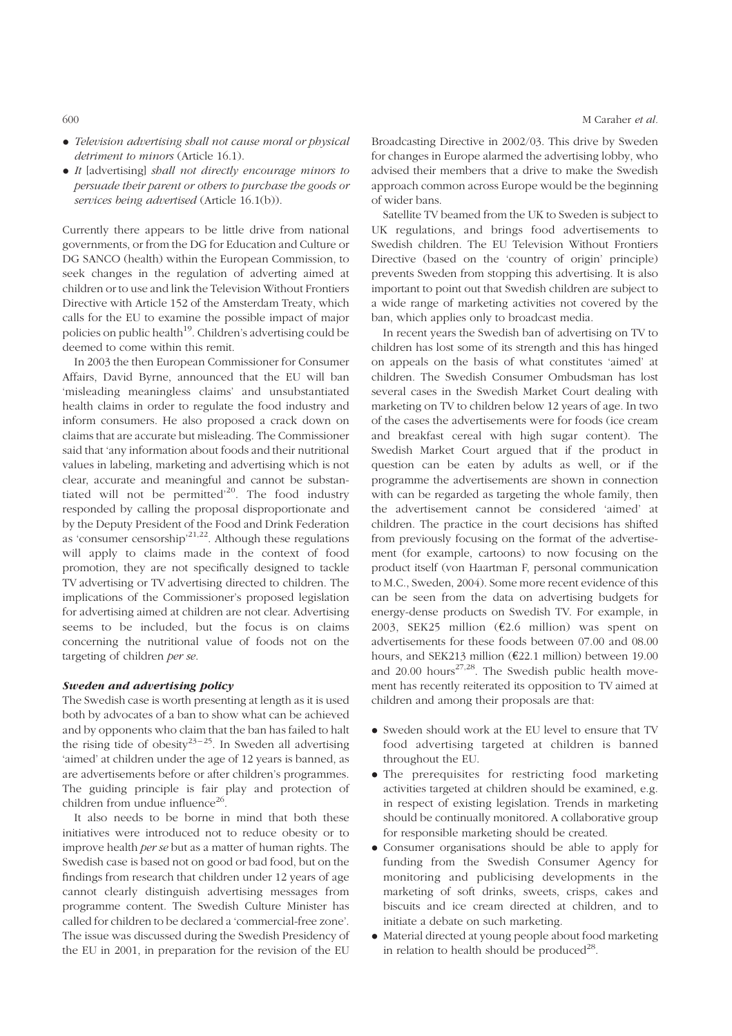- *Television advertising shall not cause moral or physical detriment to minors* (Article 16.1).
- *It* [advertising] *shall not directly encourage minors to persuade their parent or others to purchase the goods or services being advertised* (Article 16.1(b)).

Currently there appears to be little drive from national governments, or from the DG for Education and Culture or DG SANCO (health) within the European Commission, to seek changes in the regulation of adverting aimed at children or to use and link the Television Without Frontiers Directive with Article 152 of the Amsterdam Treaty, which calls for the EU to examine the possible impact of major policies on public health[19]. Children's advertising could be deemed to come within this remit.

In 2003 the then European Commissioner for Consumer Affairs, David Byrne, announced that the EU will ban 'misleading meaningless claims' and unsubstantiated health claims in order to regulate the food industry and inform consumers. He also proposed a crack down on claims that are accurate but misleading. The Commissioner said that 'any information about foods and their nutritional values in labeling, marketing and advertising which is not clear, accurate and meaningful and cannot be substantiated will not be permitted'[20]. The food industry responded by calling the proposal disproportionate and by the Deputy President of the Food and Drink Federation as 'consumer censorship'[21,22]. Although these regulations will apply to claims made in the context of food promotion, they are not specifically designed to tackle TV advertising or TV advertising directed to children. The implications of the Commissioner's proposed legislation for advertising aimed at children are not clear. Advertising seems to be included, but the focus is on claims concerning the nutritional value of foods not on the targeting of children *per se*.

### *Sweden and advertising policy*

The Swedish case is worth presenting at length as it is used both by advocates of a ban to show what can be achieved and by opponents who claim that the ban has failed to halt the rising tide of obesity[23–25]. In Sweden all advertising 'aimed' at children under the age of 12 years is banned, as are advertisements before or after children's programmes. The guiding principle is fair play and protection of children from undue influence[26].

It also needs to be borne in mind that both these initiatives were introduced not to reduce obesity or to improve health *per se* but as a matter of human rights. The Swedish case is based not on good or bad food, but on the findings from research that children under 12 years of age cannot clearly distinguish advertising messages from programme content. The Swedish Culture Minister has called for children to be declared a 'commercial-free zone'. The issue was discussed during the Swedish Presidency of the EU in 2001, in preparation for the revision of the EU Broadcasting Directive in 2002/03. This drive by Sweden for changes in Europe alarmed the advertising lobby, who advised their members that a drive to make the Swedish approach common across Europe would be the beginning of wider bans.

Satellite TV beamed from the UK to Sweden is subject to UK regulations, and brings food advertisements to Swedish children. The EU Television Without Frontiers Directive (based on the 'country of origin' principle) prevents Sweden from stopping this advertising. It is also important to point out that Swedish children are subject to a wide range of marketing activities not covered by the ban, which applies only to broadcast media.

In recent years the Swedish ban of advertising on TV to children has lost some of its strength and this has hinged on appeals on the basis of what constitutes 'aimed' at children. The Swedish Consumer Ombudsman has lost several cases in the Swedish Market Court dealing with marketing on TV to children below 12 years of age. In two of the cases the advertisements were for foods (ice cream and breakfast cereal with high sugar content). The Swedish Market Court argued that if the product in question can be eaten by adults as well, or if the programme the advertisements are shown in connection with can be regarded as targeting the whole family, then the advertisement cannot be considered 'aimed' at children. The practice in the court decisions has shifted from previously focusing on the format of the advertisement (for example, cartoons) to now focusing on the product itself (von Haartman F, personal communication to M.C., Sweden, 2004). Some more recent evidence of this can be seen from the data on advertising budgets for energy-dense products on Swedish TV. For example, in 2003, SEK25 million (€2.6 million) was spent on advertisements for these foods between 07.00 and 08.00 hours, and SEK213 million (€22.1 million) between 19.00 and 20.00 hours[27,28]. The Swedish public health movement has recently reiterated its opposition to TV aimed at children and among their proposals are that:

- Sweden should work at the EU level to ensure that TV food advertising targeted at children is banned throughout the EU.
- The prerequisites for restricting food marketing activities targeted at children should be examined, e.g. in respect of existing legislation. Trends in marketing should be continually monitored. A collaborative group for responsible marketing should be created.
- Consumer organisations should be able to apply for funding from the Swedish Consumer Agency for monitoring and publicising developments in the marketing of soft drinks, sweets, crisps, cakes and biscuits and ice cream directed at children, and to initiate a debate on such marketing.
- Material directed at young people about food marketing in relation to health should be produced[28].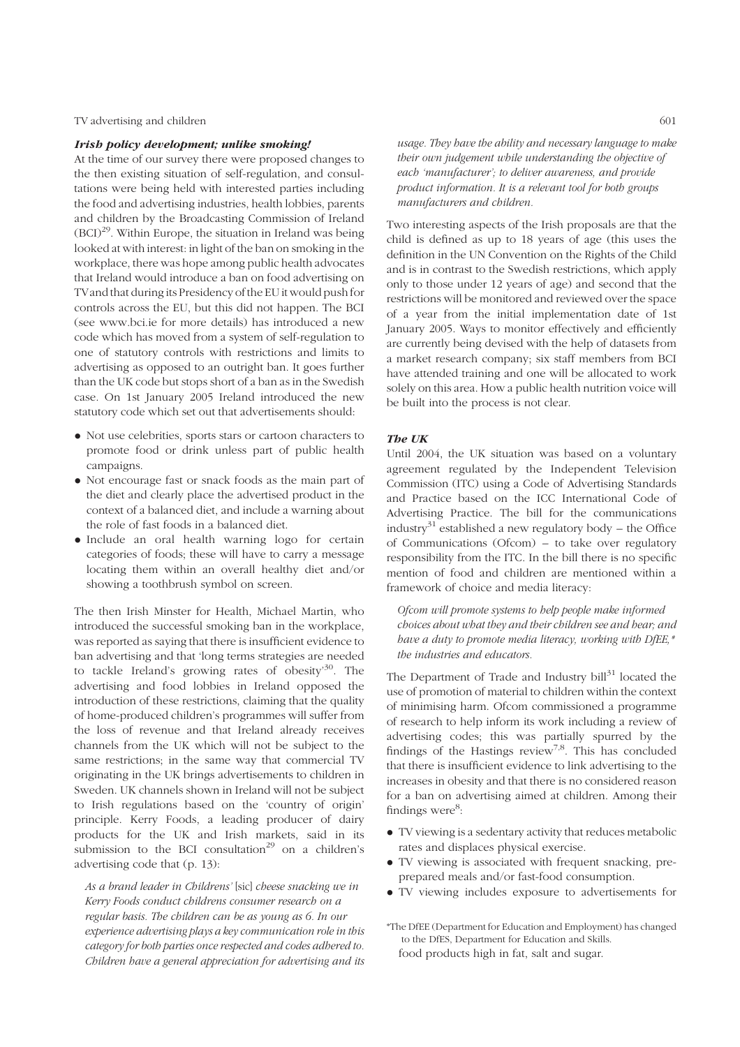### *Irish policy development; unlike smoking!*

At the time of our survey there were proposed changes to the then existing situation of self-regulation, and consultations were being held with interested parties including the food and advertising industries, health lobbies, parents and children by the Broadcasting Commission of Ireland (BCI)[29]. Within Europe, the situation in Ireland was being looked at with interest: in light of the ban on smoking in the workplace, there was hope among public health advocates that Ireland would introduce a ban on food advertising on TV and that during its Presidency of the EU it would push for controls across the EU, but this did not happen. The BCI (see www.bci.ie for more details) has introduced a new code which has moved from a system of self-regulation to one of statutory controls with restrictions and limits to advertising as opposed to an outright ban. It goes further than the UK code but stops short of a ban as in the Swedish case. On 1st January 2005 Ireland introduced the new statutory code which set out that advertisements should:

- Not use celebrities, sports stars or cartoon characters to promote food or drink unless part of public health campaigns.
- Not encourage fast or snack foods as the main part of the diet and clearly place the advertised product in the context of a balanced diet, and include a warning about the role of fast foods in a balanced diet.
- Include an oral health warning logo for certain categories of foods; these will have to carry a message locating them within an overall healthy diet and/or showing a toothbrush symbol on screen.

The then Irish Minster for Health, Michael Martin, who introduced the successful smoking ban in the workplace, was reported as saying that there is insufficient evidence to ban advertising and that 'long terms strategies are needed to tackle Ireland's growing rates of obesity'[30]. The advertising and food lobbies in Ireland opposed the introduction of these restrictions, claiming that the quality of home-produced children's programmes will suffer from the loss of revenue and that Ireland already receives channels from the UK which will not be subject to the same restrictions; in the same way that commercial TV originating in the UK brings advertisements to children in Sweden. UK channels shown in Ireland will not be subject to Irish regulations based on the 'country of origin' principle. Kerry Foods, a leading producer of dairy products for the UK and Irish markets, said in its submission to the BCI consultation[29] on a children's advertising code that (p. 13):

> *As a brand leader in Childrens'* [sic] *cheese snacking we in Kerry Foods conduct childrens consumer research on a regular basis. The children can be as young as 6. In our experience advertising plays a key communication role in this category for both parties once respected and codes adhered to. Children have a general appreciation for advertising and its usage. They have the ability and necessary language to make their own judgement while understanding the objective of each 'manufacturer'; to deliver awareness, and provide product information. It is a relevant tool for both groups manufacturers and children.*

Two interesting aspects of the Irish proposals are that the child is defined as up to 18 years of age (this uses the definition in the UN Convention on the Rights of the Child and is in contrast to the Swedish restrictions, which apply only to those under 12 years of age) and second that the restrictions will be monitored and reviewed over the space of a year from the initial implementation date of 1st January 2005. Ways to monitor effectively and efficiently are currently being devised with the help of datasets from a market research company; six staff members from BCI have attended training and one will be allocated to work solely on this area. How a public health nutrition voice will be built into the process is not clear.

### *The UK*

Until 2004, the UK situation was based on a voluntary agreement regulated by the Independent Television Commission (ITC) using a Code of Advertising Standards and Practice based on the ICC International Code of Advertising Practice. The bill for the communications industry[31] established a new regulatory body – the Office of Communications (Ofcom) – to take over regulatory responsibility from the ITC. In the bill there is no specific mention of food and children are mentioned within a framework of choice and media literacy:

> *Ofcom will promote systems to help people make informed choices about what they and their children see and hear; and have a duty to promote media literacy, working with DfEE,\* the industries and educators.*

The Department of Trade and Industry bill[31] located the use of promotion of material to children within the context of minimising harm. Ofcom commissioned a programme of research to help inform its work including a review of advertising codes; this was partially spurred by the findings of the Hastings review[7,8]. This has concluded that there is insufficient evidence to link advertising to the increases in obesity and that there is no considered reason for a ban on advertising aimed at children. Among their findings were[8]:

- TV viewing is a sedentary activity that reduces metabolic rates and displaces physical exercise.
- TV viewing is associated with frequent snacking, pre-prepared meals and/or fast-food consumption.
- TV viewing includes exposure to advertisements for food products high in fat, salt and sugar.

\*The DfEE (Department for Education and Employment) has changed to the DfES, Department for Education and Skills.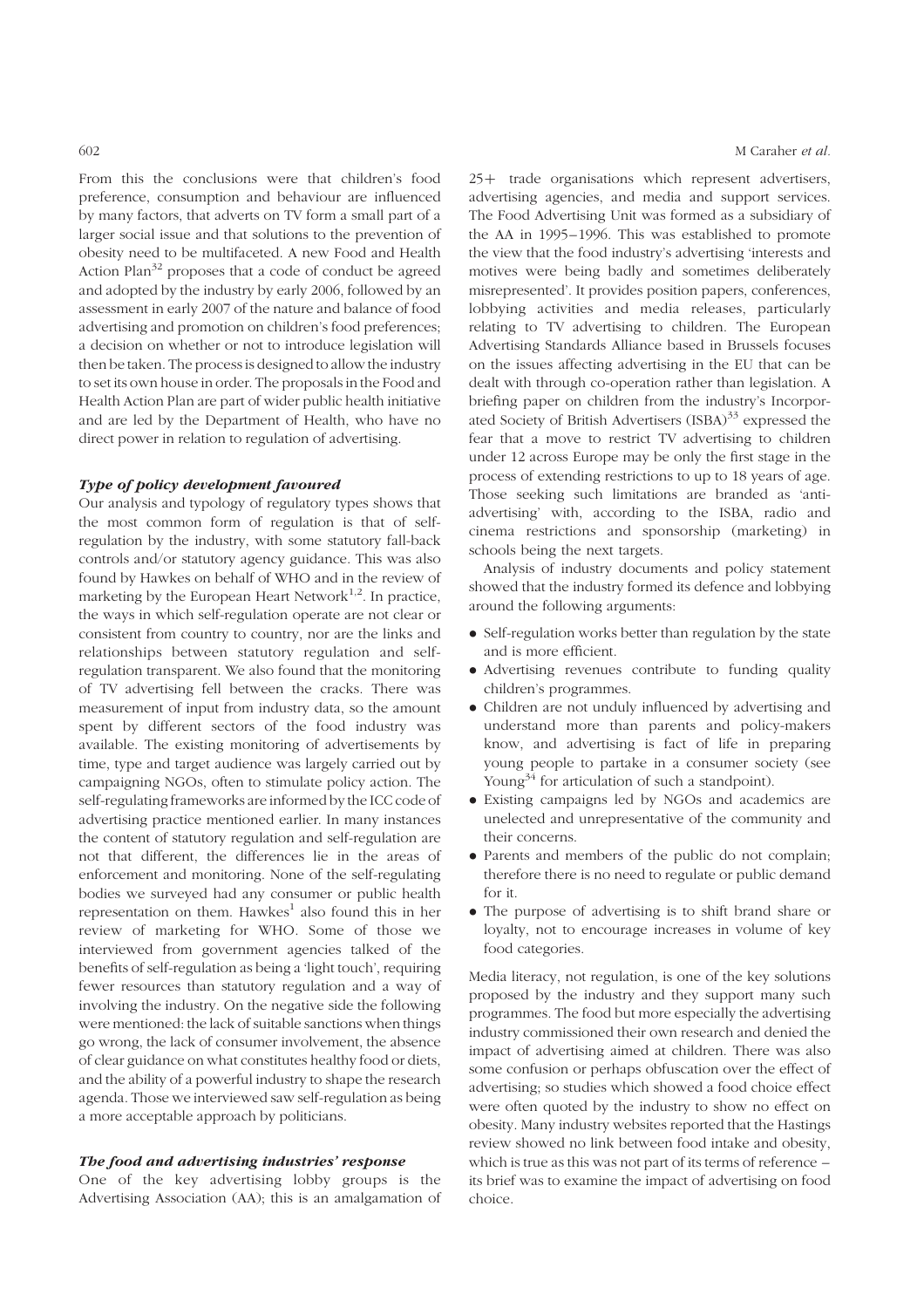From this the conclusions were that children's food preference, consumption and behaviour are influenced by many factors, that adverts on TV form a small part of a larger social issue and that solutions to the prevention of obesity need to be multifaceted. A new Food and Health Action Plan[32] proposes that a code of conduct be agreed and adopted by the industry by early 2006, followed by an assessment in early 2007 of the nature and balance of food advertising and promotion on children's food preferences; a decision on whether or not to introduce legislation will then be taken. The process is designed to allow the industry to set its own house in order. The proposals in the Food and Health Action Plan are part of wider public health initiative and are led by the Department of Health, who have no direct power in relation to regulation of advertising.

### *Type of policy development favoured*

Our analysis and typology of regulatory types shows that the most common form of regulation is that of self-regulation by the industry, with some statutory fall-back controls and/or statutory agency guidance. This was also found by Hawkes on behalf of WHO and in the review of marketing by the European Heart Network[1,2]. In practice, the ways in which self-regulation operate are not clear or consistent from country to country, nor are the links and relationships between statutory regulation and self-regulation transparent. We also found that the monitoring of TV advertising fell between the cracks. There was measurement of input from industry data, so the amount spent by different sectors of the food industry was available. The existing monitoring of advertisements by time, type and target audience was largely carried out by campaigning NGOs, often to stimulate policy action. The self-regulating frameworks are informed by the ICC code of advertising practice mentioned earlier. In many instances the content of statutory regulation and self-regulation are not that different, the differences lie in the areas of enforcement and monitoring. None of the self-regulating bodies we surveyed had any consumer or public health representation on them. Hawkes[1] also found this in her review of marketing for WHO. Some of those we interviewed from government agencies talked of the benefits of self-regulation as being a 'light touch', requiring fewer resources than statutory regulation and a way of involving the industry. On the negative side the following were mentioned: the lack of suitable sanctions when things go wrong, the lack of consumer involvement, the absence of clear guidance on what constitutes healthy food or diets, and the ability of a powerful industry to shape the research agenda. Those we interviewed saw self-regulation as being a more acceptable approach by politicians.

### *The food and advertising industries' response*

One of the key advertising lobby groups is the Advertising Association (AA); this is an amalgamation of 25+ trade organisations which represent advertisers, advertising agencies, and media and support services. The Food Advertising Unit was formed as a subsidiary of the AA in 1995–1996. This was established to promote the view that the food industry's advertising 'interests and motives were being badly and sometimes deliberately misrepresented'. It provides position papers, conferences, lobbying activities and media releases, particularly relating to TV advertising to children. The European Advertising Standards Alliance based in Brussels focuses on the issues affecting advertising in the EU that can be dealt with through co-operation rather than legislation. A briefing paper on children from the industry's Incorporated Society of British Advertisers (ISBA)[33] expressed the fear that a move to restrict TV advertising to children under 12 across Europe may be only the first stage in the process of extending restrictions to up to 18 years of age. Those seeking such limitations are branded as 'anti-advertising' with, according to the ISBA, radio and cinema restrictions and sponsorship (marketing) in schools being the next targets.

Analysis of industry documents and policy statement showed that the industry formed its defence and lobbying around the following arguments:

- Self-regulation works better than regulation by the state and is more efficient.
- Advertising revenues contribute to funding quality children's programmes.
- Children are not unduly influenced by advertising and understand more than parents and policy-makers know, and advertising is fact of life in preparing young people to partake in a consumer society (see Young[34] for articulation of such a standpoint).
- Existing campaigns led by NGOs and academics are unelected and unrepresentative of the community and their concerns.
- Parents and members of the public do not complain; therefore there is no need to regulate or public demand for it.
- The purpose of advertising is to shift brand share or loyalty, not to encourage increases in volume of key food categories.

Media literacy, not regulation, is one of the key solutions proposed by the industry and they support many such programmes. The food but more especially the advertising industry commissioned their own research and denied the impact of advertising aimed at children. There was also some confusion or perhaps obfuscation over the effect of advertising; so studies which showed a food choice effect were often quoted by the industry to show no effect on obesity. Many industry websites reported that the Hastings review showed no link between food intake and obesity, which is true as this was not part of its terms of reference – its brief was to examine the impact of advertising on food choice.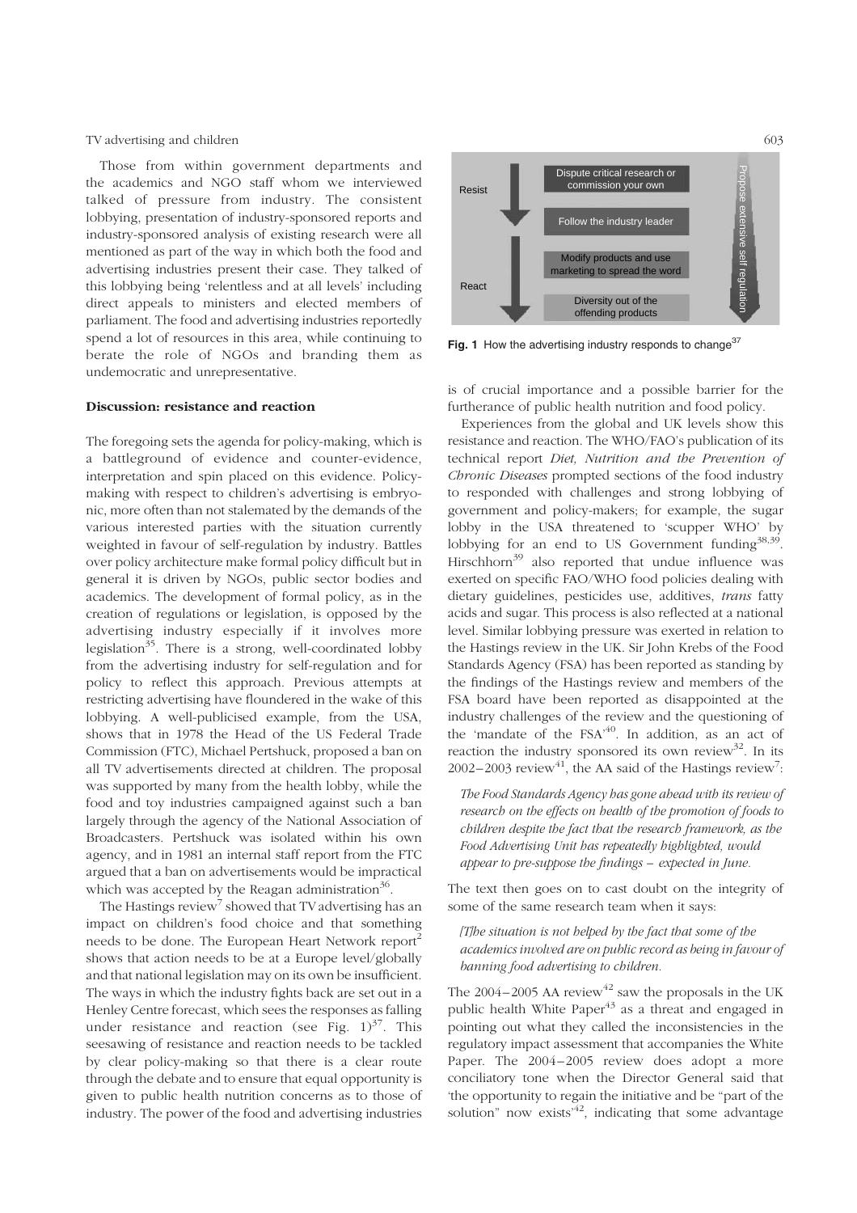Those from within government departments and the academics and NGO staff whom we interviewed talked of pressure from industry. The consistent lobbying, presentation of industry-sponsored reports and industry-sponsored analysis of existing research were all mentioned as part of the way in which both the food and advertising industries present their case. They talked of this lobbying being 'relentless and at all levels' including direct appeals to ministers and elected members of parliament. The food and advertising industries reportedly spend a lot of resources in this area, while continuing to berate the role of NGOs and branding them as undemocratic and unrepresentative.

### Discussion: resistance and reaction

The foregoing sets the agenda for policy-making, which is a battleground of evidence and counter-evidence, interpretation and spin placed on this evidence. Policy-making with respect to children's advertising is embryonic, more often than not stalemated by the demands of the various interested parties with the situation currently weighted in favour of self-regulation by industry. Battles over policy architecture make formal policy difficult but in general it is driven by NGOs, public sector bodies and academics. The development of formal policy, as in the creation of regulations or legislation, is opposed by the advertising industry especially if it involves more legislation[35]. There is a strong, well-coordinated lobby from the advertising industry for self-regulation and for policy to reflect this approach. Previous attempts at restricting advertising have floundered in the wake of this lobbying. A well-publicised example, from the USA, shows that in 1978 the Head of the US Federal Trade Commission (FTC), Michael Pertshuck, proposed a ban on all TV advertisements directed at children. The proposal was supported by many from the health lobby, while the food and toy industries campaigned against such a ban largely through the agency of the National Association of Broadcasters. Pertshuck was isolated within his own agency, and in 1981 an internal staff report from the FTC argued that a ban on advertisements would be impractical which was accepted by the Reagan administration[36].

The Hastings review[7] showed that TV advertising has an impact on children's food choice and that something needs to be done. The European Heart Network report[2] shows that action needs to be at a Europe level/globally and that national legislation may on its own be insufficient. The ways in which the industry fights back are set out in a Henley Centre forecast, which sees the responses as falling under resistance and reaction (see Fig. 1)[37]. This seesawing of resistance and reaction needs to be tackled by clear policy-making so that there is a clear route through the debate and to ensure that equal opportunity is given to public health nutrition concerns as to those of industry. The power of the food and advertising industries is of crucial importance and a possible barrier for the furtherance of public health nutrition and food policy.

**Fig. 1** How the advertising industry responds to change[37]

Experiences from the global and UK levels show this resistance and reaction. The WHO/FAO's publication of its technical report *Diet, Nutrition and the Prevention of Chronic Diseases* prompted sections of the food industry to responded with challenges and strong lobbying of government and policy-makers; for example, the sugar lobby in the USA threatened to 'scupper WHO' by lobbying for an end to US Government funding[38,39]. Hirschhorn[39] also reported that undue influence was exerted on specific FAO/WHO food policies dealing with dietary guidelines, pesticides use, additives, *trans* fatty acids and sugar. This process is also reflected at a national level. Similar lobbying pressure was exerted in relation to the Hastings review in the UK. Sir John Krebs of the Food Standards Agency (FSA) has been reported as standing by the findings of the Hastings review and members of the FSA board have been reported as disappointed at the industry challenges of the review and the questioning of the 'mandate of the FSA'[40]. In addition, as an act of reaction the industry sponsored its own review[32]. In its 2002–2003 review[41], the AA said of the Hastings review[7]:

> *The Food Standards Agency has gone ahead with its review of research on the effects on health of the promotion of foods to children despite the fact that the research framework, as the Food Advertising Unit has repeatedly highlighted, would appear to pre-suppose the findings – expected in June.*

The text then goes on to cast doubt on the integrity of some of the same research team when it says:

> *[T]he situation is not helped by the fact that some of the academics involved are on public record as being in favour of banning food advertising to children.*

The 2004–2005 AA review[42] saw the proposals in the UK public health White Paper[43] as a threat and engaged in pointing out what they called the inconsistencies in the regulatory impact assessment that accompanies the White Paper. The 2004–2005 review does adopt a more conciliatory tone when the Director General said that 'the opportunity to regain the initiative and be "part of the solution" now exists'[42], indicating that some advantage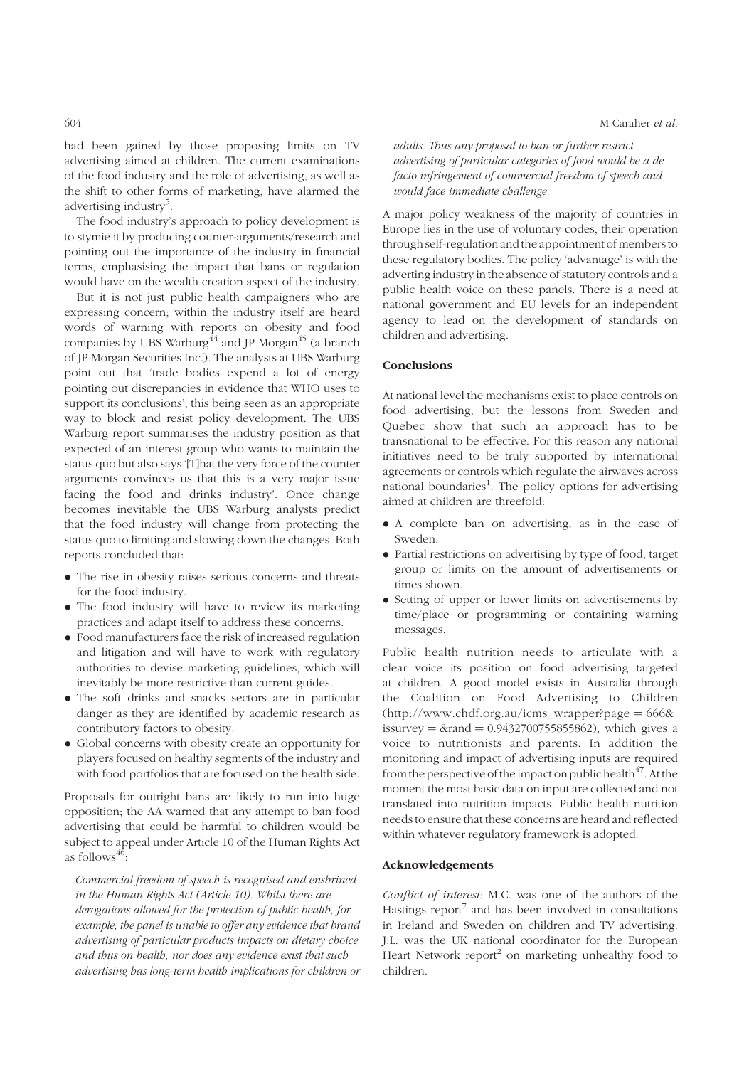had been gained by those proposing limits on TV advertising aimed at children. The current examinations of the food industry and the role of advertising, as well as the shift to other forms of marketing, have alarmed the advertising industry[5].

The food industry's approach to policy development is to stymie it by producing counter-arguments/research and pointing out the importance of the industry in financial terms, emphasising the impact that bans or regulation would have on the wealth creation aspect of the industry.

But it is not just public health campaigners who are expressing concern; within the industry itself are heard words of warning with reports on obesity and food companies by UBS Warburg[44] and JP Morgan[45] (a branch of JP Morgan Securities Inc.). The analysts at UBS Warburg point out that 'trade bodies expend a lot of energy pointing out discrepancies in evidence that WHO uses to support its conclusions', this being seen as an appropriate way to block and resist policy development. The UBS Warburg report summarises the industry position as that expected of an interest group who wants to maintain the status quo but also says '[T]hat the very force of the counter arguments convinces us that this is a very major issue facing the food and drinks industry'. Once change becomes inevitable the UBS Warburg analysts predict that the food industry will change from protecting the status quo to limiting and slowing down the changes. Both reports concluded that:

- The rise in obesity raises serious concerns and threats for the food industry.
- The food industry will have to review its marketing practices and adapt itself to address these concerns.
- Food manufacturers face the risk of increased regulation and litigation and will have to work with regulatory authorities to devise marketing guidelines, which will inevitably be more restrictive than current guides.
- The soft drinks and snacks sectors are in particular danger as they are identified by academic research as contributory factors to obesity.
- Global concerns with obesity create an opportunity for players focused on healthy segments of the industry and with food portfolios that are focused on the health side.

Proposals for outright bans are likely to run into huge opposition; the AA warned that any attempt to ban food advertising that could be harmful to children would be subject to appeal under Article 10 of the Human Rights Act as follows[46]:

*Commercial freedom of speech is recognised and enshrined in the Human Rights Act (Article 10). Whilst there are derogations allowed for the protection of public health, for example, the panel is unable to offer any evidence that brand advertising of particular products impacts on dietary choice and thus on health, nor does any evidence exist that such advertising has long-term health implications for children or adults. Thus any proposal to ban or further restrict advertising of particular categories of food would be a de facto infringement of commercial freedom of speech and would face immediate challenge.*

A major policy weakness of the majority of countries in Europe lies in the use of voluntary codes, their operation through self-regulation and the appointment of members to these regulatory bodies. The policy 'advantage' is with the adverting industry in the absence of statutory controls and a public health voice on these panels. There is a need at national government and EU levels for an independent agency to lead on the development of standards on children and advertising.

## Conclusions

At national level the mechanisms exist to place controls on food advertising, but the lessons from Sweden and Quebec show that such an approach has to be transnational to be effective. For this reason any national initiatives need to be truly supported by international agreements or controls which regulate the airwaves across national boundaries[1]. The policy options for advertising aimed at children are threefold:

- A complete ban on advertising, as in the case of Sweden.
- Partial restrictions on advertising by type of food, target group or limits on the amount of advertisements or times shown.
- Setting of upper or lower limits on advertisements by time/place or programming or containing warning messages.

Public health nutrition needs to articulate with a clear voice its position on food advertising targeted at children. A good model exists in Australia through the Coalition on Food Advertising to Children (http://www.chdf.org.au/icms_wrapper?page = 666& issurvey = &rand = 0.9432700755855862), which gives a voice to nutritionists and parents. In addition the monitoring and impact of advertising inputs are required from the perspective of the impact on public health[47]. At the moment the most basic data on input are collected and not translated into nutrition impacts. Public health nutrition needs to ensure that these concerns are heard and reflected within whatever regulatory framework is adopted.

## Acknowledgements

*Conflict of interest:* M.C. was one of the authors of the Hastings report[7] and has been involved in consultations in Ireland and Sweden on children and TV advertising. J.L. was the UK national coordinator for the European Heart Network report[2] on marketing unhealthy food to children.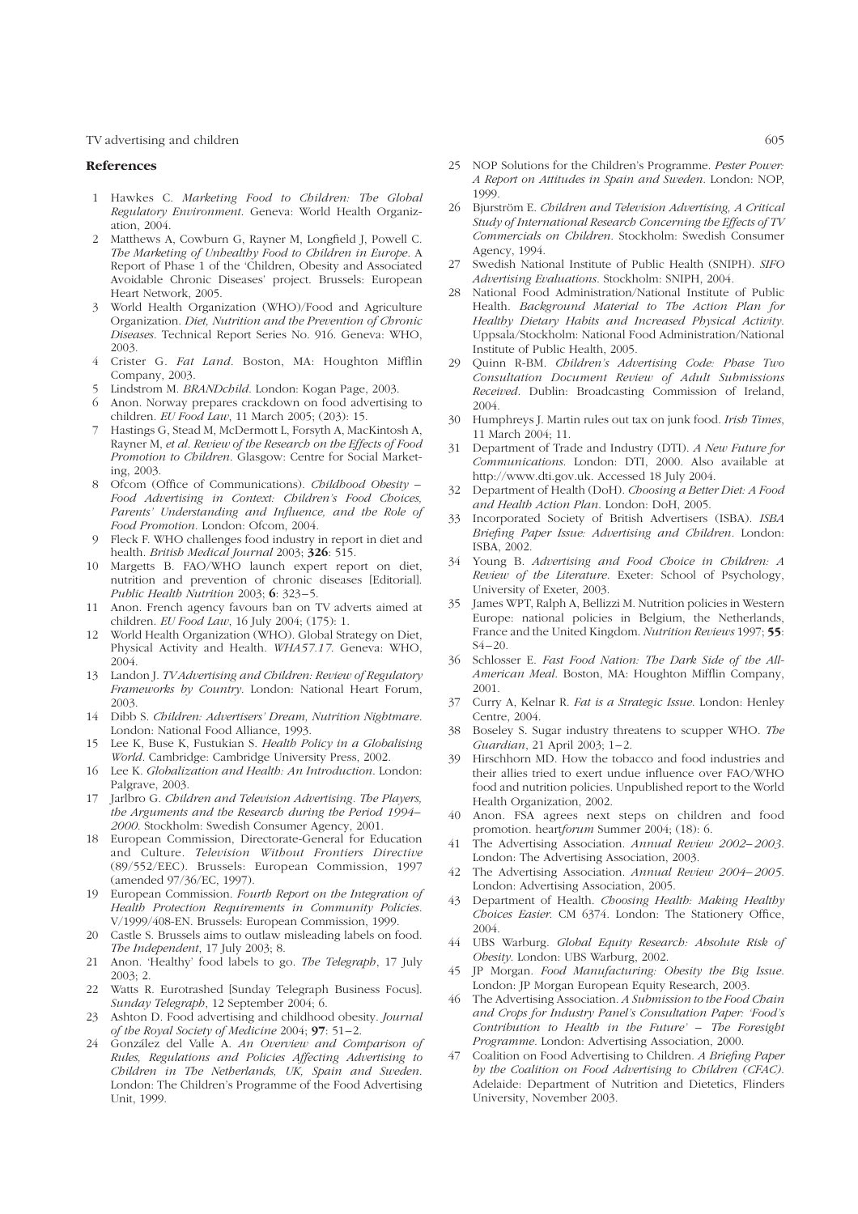## References

1. Hawkes C. *Marketing Food to Children: The Global Regulatory Environment*. Geneva: World Health Organization, 2004.
2. Matthews A, Cowburn G, Rayner M, Longfield J, Powell C. *The Marketing of Unhealthy Food to Children in Europe*. A Report of Phase 1 of the 'Children, Obesity and Associated Avoidable Chronic Diseases' project. Brussels: European Heart Network, 2005.
3. World Health Organization (WHO)/Food and Agriculture Organization. *Diet, Nutrition and the Prevention of Chronic Diseases*. Technical Report Series No. 916. Geneva: WHO, 2003.
4. Crister G. *Fat Land*. Boston, MA: Houghton Mifflin Company, 2003.
5. Lindstrom M. *BRANDchild*. London: Kogan Page, 2003.
6. Anon. Norway prepares crackdown on food advertising to children. *EU Food Law*, 11 March 2005; (203): 15.
7. Hastings G, Stead M, McDermott L, Forsyth A, MacKintosh A, Rayner M, *et al*. *Review of the Research on the Effects of Food Promotion to Children*. Glasgow: Centre for Social Marketing, 2003.
8. Ofcom (Office of Communications). *Childhood Obesity – Food Advertising in Context: Children's Food Choices, Parents' Understanding and Influence, and the Role of Food Promotion*. London: Ofcom, 2004.
9. Fleck F. WHO challenges food industry in report in diet and health. *British Medical Journal* 2003; **326**: 515.
10. Margetts B. FAO/WHO launch expert report on diet, nutrition and prevention of chronic diseases [Editorial]. *Public Health Nutrition* 2003; **6**: 323–5.
11. Anon. French agency favours ban on TV adverts aimed at children. *EU Food Law*, 16 July 2004; (175): 1.
12. World Health Organization (WHO). Global Strategy on Diet, Physical Activity and Health. *WHA57.17*. Geneva: WHO, 2004.
13. Landon J. *TV Advertising and Children: Review of Regulatory Frameworks by Country*. London: National Heart Forum, 2003.
14. Dibb S. *Children: Advertisers' Dream, Nutrition Nightmare*. London: National Food Alliance, 1993.
15. Lee K, Buse K, Fustukian S. *Health Policy in a Globalising World*. Cambridge: Cambridge University Press, 2002.
16. Lee K. *Globalization and Health: An Introduction*. London: Palgrave, 2003.
17. Jarlbro G. *Children and Television Advertising. The Players, the Arguments and the Research during the Period 1994–2000*. Stockholm: Swedish Consumer Agency, 2001.
18. European Commission, Directorate-General for Education and Culture. *Television Without Frontiers Directive* (89/552/EEC). Brussels: European Commission, 1997 (amended 97/36/EC, 1997).
19. European Commission. *Fourth Report on the Integration of Health Protection Requirements in Community Policies*. V/1999/408-EN. Brussels: European Commission, 1999.
20. Castle S. Brussels aims to outlaw misleading labels on food. *The Independent*, 17 July 2003; 8.
21. Anon. 'Healthy' food labels to go. *The Telegraph*, 17 July 2003; 2.
22. Watts R. Eurotrashed [Sunday Telegraph Business Focus]. *Sunday Telegraph*, 12 September 2004; 6.
23. Ashton D. Food advertising and childhood obesity. *Journal of the Royal Society of Medicine* 2004; **97**: 51–2.
24. González del Valle A. *An Overview and Comparison of Rules, Regulations and Policies Affecting Advertising to Children in The Netherlands, UK, Spain and Sweden*. London: The Children's Programme of the Food Advertising Unit, 1999.
25. NOP Solutions for the Children's Programme. *Pester Power: A Report on Attitudes in Spain and Sweden*. London: NOP, 1999.
26. Bjurström E. *Children and Television Advertising, A Critical Study of International Research Concerning the Effects of TV Commercials on Children*. Stockholm: Swedish Consumer Agency, 1994.
27. Swedish National Institute of Public Health (SNIPH). *SIFO Advertising Evaluations*. Stockholm: SNIPH, 2004.
28. National Food Administration/National Institute of Public Health. *Background Material to The Action Plan for Healthy Dietary Habits and Increased Physical Activity*. Uppsala/Stockholm: National Food Administration/National Institute of Public Health, 2005.
29. Quinn R-BM. *Children's Advertising Code: Phase Two Consultation Document Review of Adult Submissions Received*. Dublin: Broadcasting Commission of Ireland, 2004.
30. Humphreys J. Martin rules out tax on junk food. *Irish Times*, 11 March 2004; 11.
31. Department of Trade and Industry (DTI). *A New Future for Communications*. London: DTI, 2000. Also available at http://www.dti.gov.uk. Accessed 18 July 2004.
32. Department of Health (DoH). *Choosing a Better Diet: A Food and Health Action Plan*. London: DoH, 2005.
33. Incorporated Society of British Advertisers (ISBA). *ISBA Briefing Paper Issue: Advertising and Children*. London: ISBA, 2002.
34. Young B. *Advertising and Food Choice in Children: A Review of the Literature*. Exeter: School of Psychology, University of Exeter, 2003.
35. James WPT, Ralph A, Bellizzi M. Nutrition policies in Western Europe: national policies in Belgium, the Netherlands, France and the United Kingdom. *Nutrition Reviews* 1997; **55**: S4–20.
36. Schlosser E. *Fast Food Nation: The Dark Side of the All-American Meal*. Boston, MA: Houghton Mifflin Company, 2001.
37. Curry A, Kelnar R. *Fat is a Strategic Issue*. London: Henley Centre, 2004.
38. Boseley S. Sugar industry threatens to scupper WHO. *The Guardian*, 21 April 2003; 1–2.
39. Hirschhorn MD. How the tobacco and food industries and their allies tried to exert undue influence over FAO/WHO food and nutrition policies. Unpublished report to the World Health Organization, 2002.
40. Anon. FSA agrees next steps on children and food promotion. heart*forum* Summer 2004; (18): 6.
41. The Advertising Association. *Annual Review 2002–2003*. London: The Advertising Association, 2003.
42. The Advertising Association. *Annual Review 2004–2005*. London: Advertising Association, 2005.
43. Department of Health. *Choosing Health: Making Healthy Choices Easier*. CM 6374. London: The Stationery Office, 2004.
44. UBS Warburg. *Global Equity Research: Absolute Risk of Obesity*. London: UBS Warburg, 2002.
45. JP Morgan. *Food Manufacturing: Obesity the Big Issue*. London: JP Morgan European Equity Research, 2003.
46. The Advertising Association. *A Submission to the Food Chain and Crops for Industry Panel's Consultation Paper: 'Food's Contribution to Health in the Future' – The Foresight Programme*. London: Advertising Association, 2000.
47. Coalition on Food Advertising to Children. *A Briefing Paper by the Coalition on Food Advertising to Children (CFAC)*. Adelaide: Department of Nutrition and Dietetics, Flinders University, November 2003.